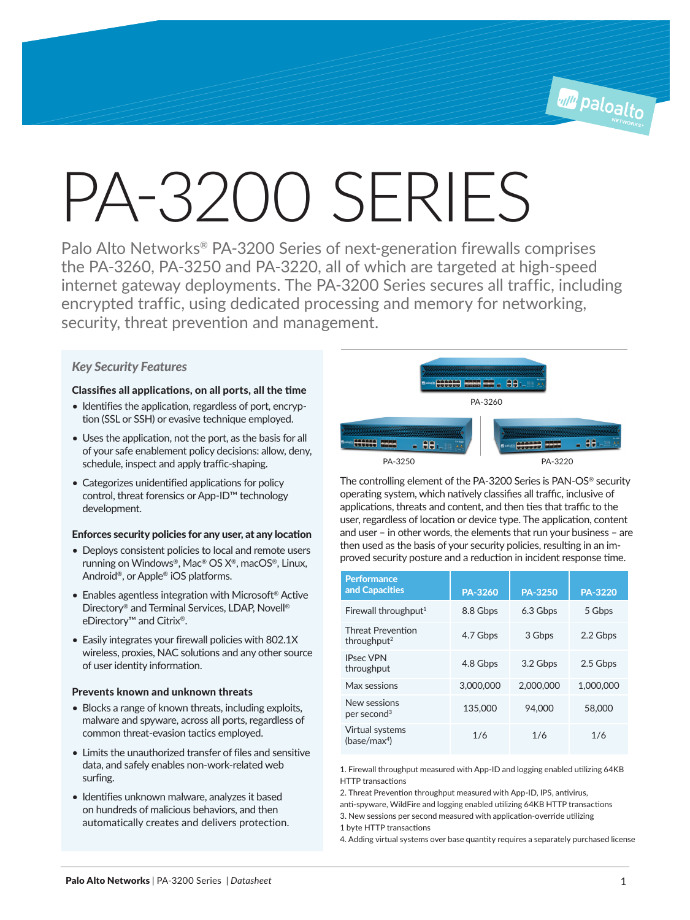# PA-3200 SERIES

Palo Alto Networks® PA-3200 Series of next-generation firewalls comprises the PA-3260, PA-3250 and PA-3220, all of which are targeted at high-speed internet gateway deployments. The PA-3200 Series secures all traffic, including encrypted traffic, using dedicated processing and memory for networking, security, threat prevention and management.

### *Key Security Features*

**Classifies all applications, on all ports, all the time**

- Identifies the application, regardless of port, encryption (SSL or SSH) or evasive technique employed.
- Uses the application, not the port, as the basis for all of your safe enablement policy decisions: allow, deny, schedule, inspect and apply traffic-shaping.
- Categorizes unidentified applications for policy control, threat forensics or App-ID™ technology development.

**Enforces security policies for any user, at any location**

- Deploys consistent policies to local and remote users running on Windows®, Mac® OS X®, macOS®, Linux, Android®, or Apple® iOS platforms.
- Enables agentless integration with Microsoft® Active Directory® and Terminal Services, LDAP, Novell® eDirectory™ and Citrix®.
- Easily integrates your firewall policies with 802.1X wireless, proxies, NAC solutions and any other source of user identity information.

**Prevents known and unknown threats**

- Blocks a range of known threats, including exploits, malware and spyware, across all ports, regardless of common threat-evasion tactics employed.
- Limits the unauthorized transfer of files and sensitive data, and safely enables non-work-related web surfing.
- Identifies unknown malware, analyzes it based on hundreds of malicious behaviors, and then automatically creates and delivers protection.

PA-3260

PA-3250

PA-3220

The controlling element of the PA-3200 Series is PAN-OS® security operating system, which natively classifies all traffic, inclusive of applications, threats and content, and then ties that traffic to the user, regardless of location or device type. The application, content and user – in other words, the elements that run your business – are then used as the basis of your security policies, resulting in an improved security posture and a reduction in incident response time.

| Performance and Capacities | PA-3260 | PA-3250 | PA-3220 |
|---|---|---|---|
| Firewall throughput[1] | 8.8 Gbps | 6.3 Gbps | 5 Gbps |
| Threat Prevention throughput[2] | 4.7 Gbps | 3 Gbps | 2.2 Gbps |
| IPsec VPN throughput | 4.8 Gbps | 3.2 Gbps | 2.5 Gbps |
| Max sessions | 3,000,000 | 2,000,000 | 1,000,000 |
| New sessions per second[3] | 135,000 | 94,000 | 58,000 |
| Virtual systems (base/max[4]) | 1/6 | 1/6 | 1/6 |

1. Firewall throughput measured with App-ID and logging enabled utilizing 64KB HTTP transactions
2. Threat Prevention throughput measured with App-ID, IPS, antivirus, anti-spyware, WildFire and logging enabled utilizing 64KB HTTP transactions
3. New sessions per second measured with application-override utilizing 1 byte HTTP transactions
4. Adding virtual systems over base quantity requires a separately purchased license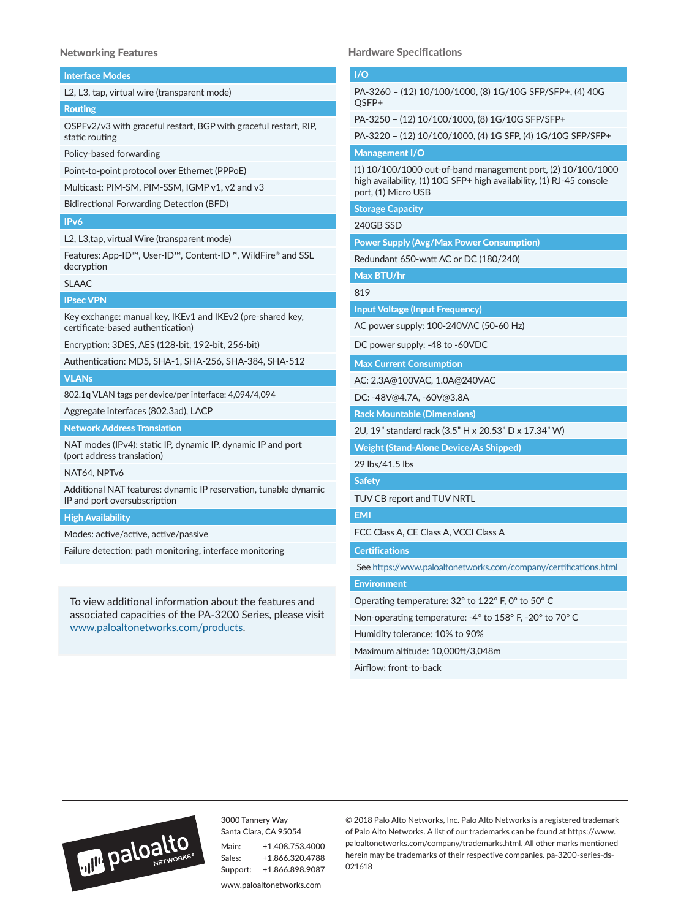## Networking Features

| Interface Modes |
| --- |
| L2, L3, tap, virtual wire (transparent mode) |
| **Routing** |
| OSPFv2/v3 with graceful restart, BGP with graceful restart, RIP, static routing |
| Policy-based forwarding |
| Point-to-point protocol over Ethernet (PPPoE) |
| Multicast: PIM-SM, PIM-SSM, IGMP v1, v2 and v3 |
| Bidirectional Forwarding Detection (BFD) |
| **IPv6** |
| L2, L3,tap, virtual Wire (transparent mode) |
| Features: App-ID™, User-ID™, Content-ID™, WildFire® and SSL decryption |
| SLAAC |
| **IPsec VPN** |
| Key exchange: manual key, IKEv1 and IKEv2 (pre-shared key, certificate-based authentication) |
| Encryption: 3DES, AES (128-bit, 192-bit, 256-bit) |
| Authentication: MD5, SHA-1, SHA-256, SHA-384, SHA-512 |
| **VLANs** |
| 802.1q VLAN tags per device/per interface: 4,094/4,094 |
| Aggregate interfaces (802.3ad), LACP |
| **Network Address Translation** |
| NAT modes (IPv4): static IP, dynamic IP, dynamic IP and port (port address translation) |
| NAT64, NPTv6 |
| Additional NAT features: dynamic IP reservation, tunable dynamic IP and port oversubscription |
| **High Availability** |
| Modes: active/active, active/passive |
| Failure detection: path monitoring, interface monitoring |

To view additional information about the features and associated capacities of the PA-3200 Series, please visit www.paloaltonetworks.com/products.

## Hardware Specifications

| I/O |
| --- |
| PA-3260 – (12) 10/100/1000, (8) 1G/10G SFP/SFP+, (4) 40G QSFP+ |
| PA-3250 – (12) 10/100/1000, (8) 1G/10G SFP/SFP+ |
| PA-3220 – (12) 10/100/1000, (4) 1G SFP, (4) 1G/10G SFP/SFP+ |
| **Management I/O** |
| (1) 10/100/1000 out-of-band management port, (2) 10/100/1000 high availability, (1) 10G SFP+ high availability, (1) RJ-45 console port, (1) Micro USB |
| **Storage Capacity** |
| 240GB SSD |
| **Power Supply (Avg/Max Power Consumption)** |
| Redundant 650-watt AC or DC (180/240) |
| **Max BTU/hr** |
| 819 |
| **Input Voltage (Input Frequency)** |
| AC power supply: 100-240VAC (50-60 Hz) |
| DC power supply: -48 to -60VDC |
| **Max Current Consumption** |
| AC: 2.3A@100VAC, 1.0A@240VAC |
| DC: -48V@4.7A, -60V@3.8A |
| **Rack Mountable (Dimensions)** |
| 2U, 19" standard rack (3.5" H x 20.53" D x 17.34" W) |
| **Weight (Stand-Alone Device/As Shipped)** |
| 29 lbs/41.5 lbs |
| **Safety** |
| TUV CB report and TUV NRTL |
| **EMI** |
| FCC Class A, CE Class A, VCCI Class A |
| **Certifications** |
| See https://www.paloaltonetworks.com/company/certifications.html |
| **Environment** |
| Operating temperature: 32° to 122° F, 0° to 50° C |
| Non-operating temperature: -4° to 158° F, -20° to 70° C |
| Humidity tolerance: 10% to 90% |
| Maximum altitude: 10,000ft/3,048m |
| Airflow: front-to-back |

paloalto NETWORKS®

3000 Tannery Way
Santa Clara, CA 95054

Main: +1.408.753.4000
Sales: +1.866.320.4788
Support: +1.866.898.9087

www.paloaltonetworks.com

© 2018 Palo Alto Networks, Inc. Palo Alto Networks is a registered trademark of Palo Alto Networks. A list of our trademarks can be found at https://www.paloaltonetworks.com/company/trademarks.html. All other marks mentioned herein may be trademarks of their respective companies. pa-3200-series-ds-021618